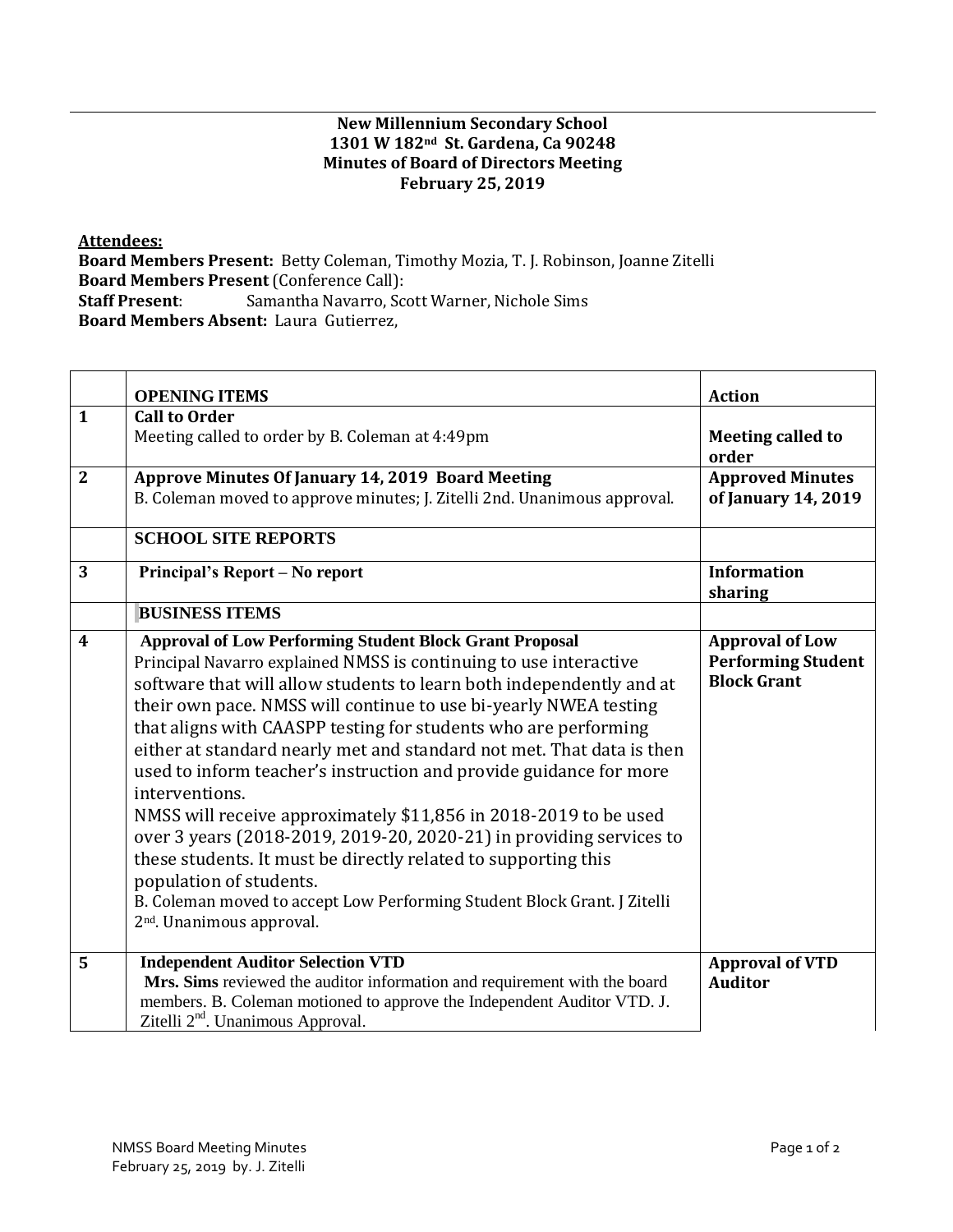**New Millennium Secondary School**
**1301 W 182nd St. Gardena, Ca 90248**
**Minutes of Board of Directors Meeting**
**February 25, 2019**

**Attendees:**
**Board Members Present:** Betty Coleman, Timothy Mozia, T. J. Robinson, Joanne Zitelli
**Board Members Present** (Conference Call):
**Staff Present**: Samantha Navarro, Scott Warner, Nichole Sims
**Board Members Absent:** Laura Gutierrez,

| | **OPENING ITEMS** | **Action** |
|---|---|---|
| **1** | **Call to Order**<br>Meeting called to order by B. Coleman at 4:49pm | **Meeting called to order** |
| **2** | **Approve Minutes Of January 14, 2019 Board Meeting**<br>B. Coleman moved to approve minutes; J. Zitelli 2nd. Unanimous approval. | **Approved Minutes of January 14, 2019** |
| | **SCHOOL SITE REPORTS** | |
| **3** | **Principal's Report – No report** | **Information sharing** |
| | **BUSINESS ITEMS** | |
| **4** | **Approval of Low Performing Student Block Grant Proposal**<br>Principal Navarro explained NMSS is continuing to use interactive software that will allow students to learn both independently and at their own pace. NMSS will continue to use bi-yearly NWEA testing that aligns with CAASPP testing for students who are performing either at standard nearly met and standard not met. That data is then used to inform teacher's instruction and provide guidance for more interventions.<br>NMSS will receive approximately $11,856 in 2018-2019 to be used over 3 years (2018-2019, 2019-20, 2020-21) in providing services to these students. It must be directly related to supporting this population of students.<br>B. Coleman moved to accept Low Performing Student Block Grant. J Zitelli 2nd. Unanimous approval. | **Approval of Low Performing Student Block Grant** |
| **5** | **Independent Auditor Selection VTD**<br>**Mrs. Sims** reviewed the auditor information and requirement with the board members. B. Coleman motioned to approve the Independent Auditor VTD. J. Zitelli 2nd. Unanimous Approval. | **Approval of VTD Auditor** |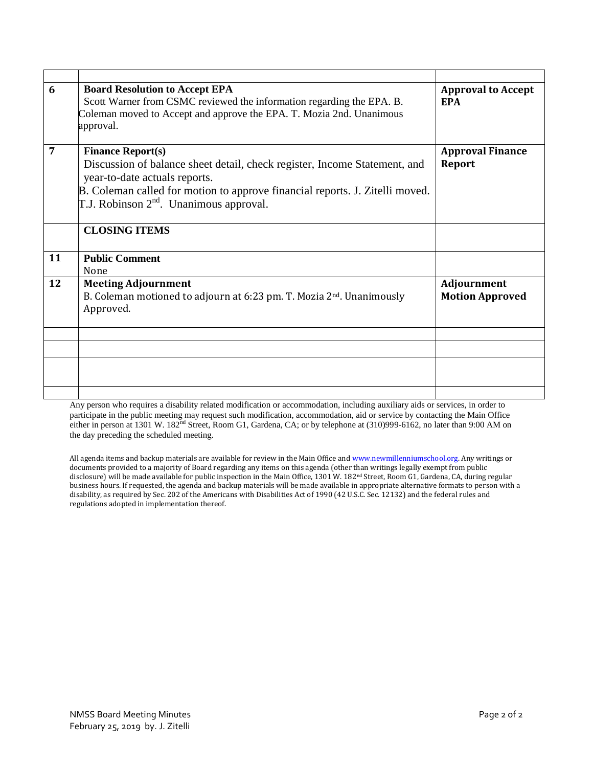| | | |
|---|---|---|
| | | |
| 6 | **Board Resolution to Accept EPA**<br>Scott Warner from CSMC reviewed the information regarding the EPA. B. Coleman moved to Accept and approve the EPA. T. Mozia 2nd. Unanimous approval. | **Approval to Accept EPA** |
| 7 | **Finance Report(s)**<br>Discussion of balance sheet detail, check register, Income Statement, and year-to-date actuals reports.<br>B. Coleman called for motion to approve financial reports. J. Zitelli moved. T.J. Robinson 2nd. Unanimous approval. | **Approval Finance Report** |
| | **CLOSING ITEMS** | |
| 11 | **Public Comment**<br>None | |
| 12 | **Meeting Adjournment**<br>B. Coleman motioned to adjourn at 6:23 pm. T. Mozia 2nd. Unanimously Approved. | **Adjournment Motion Approved** |
| | | |
| | | |
| | | |
| | | |

Any person who requires a disability related modification or accommodation, including auxiliary aids or services, in order to participate in the public meeting may request such modification, accommodation, aid or service by contacting the Main Office either in person at 1301 W. 182nd Street, Room G1, Gardena, CA; or by telephone at (310)999-6162, no later than 9:00 AM on the day preceding the scheduled meeting.

All agenda items and backup materials are available for review in the Main Office and www.newmillenniumschool.org. Any writings or documents provided to a majority of Board regarding any items on this agenda (other than writings legally exempt from public disclosure) will be made available for public inspection in the Main Office, 1301 W. 182nd Street, Room G1, Gardena, CA, during regular business hours. If requested, the agenda and backup materials will be made available in appropriate alternative formats to person with a disability, as required by Sec. 202 of the Americans with Disabilities Act of 1990 (42 U.S.C. Sec. 12132) and the federal rules and regulations adopted in implementation thereof.

NMSS Board Meeting Minutes
February 25, 2019 by. J. Zitelli